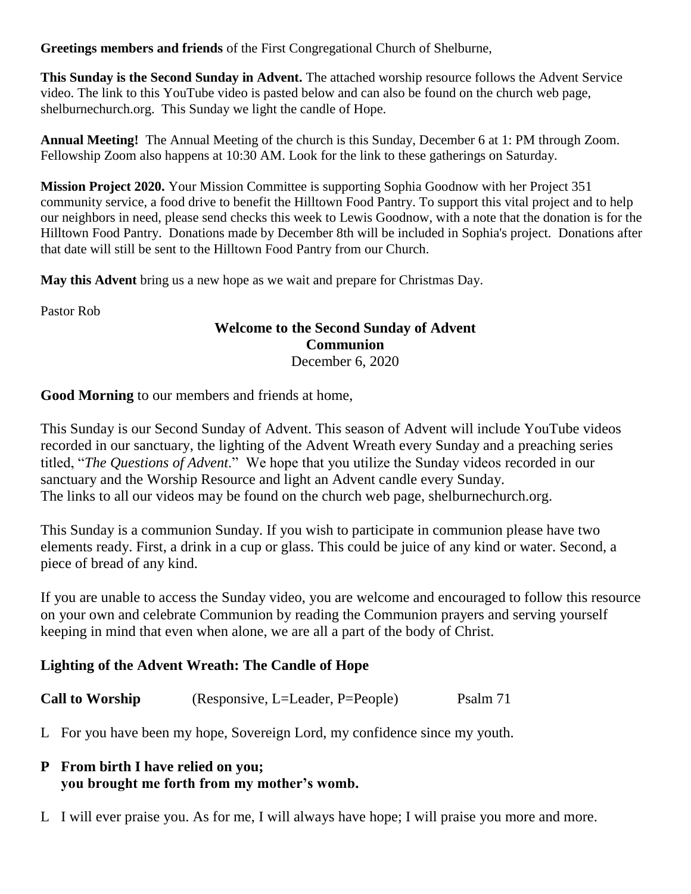**Greetings members and friends** of the First Congregational Church of Shelburne,

**This Sunday is the Second Sunday in Advent.** The attached worship resource follows the Advent Service video. The link to this YouTube video is pasted below and can also be found on the church web page, shelburnechurch.org. This Sunday we light the candle of Hope.

**Annual Meeting!** The Annual Meeting of the church is this Sunday, December 6 at 1: PM through Zoom. Fellowship Zoom also happens at 10:30 AM. Look for the link to these gatherings on Saturday.

**Mission Project 2020.** Your Mission Committee is supporting Sophia Goodnow with her Project 351 community service, a food drive to benefit the Hilltown Food Pantry. To support this vital project and to help our neighbors in need, please send checks this week to Lewis Goodnow, with a note that the donation is for the Hilltown Food Pantry. Donations made by December 8th will be included in Sophia's project. Donations after that date will still be sent to the Hilltown Food Pantry from our Church.

**May this Advent** bring us a new hope as we wait and prepare for Christmas Day.

Pastor Rob

## Welcome to the Second Sunday of Advent
## Communion
December 6, 2020

**Good Morning** to our members and friends at home,

This Sunday is our Second Sunday of Advent. This season of Advent will include YouTube videos recorded in our sanctuary, the lighting of the Advent Wreath every Sunday and a preaching series titled, "*The Questions of Advent*." We hope that you utilize the Sunday videos recorded in our sanctuary and the Worship Resource and light an Advent candle every Sunday. The links to all our videos may be found on the church web page, shelburnechurch.org.

This Sunday is a communion Sunday. If you wish to participate in communion please have two elements ready. First, a drink in a cup or glass. This could be juice of any kind or water. Second, a piece of bread of any kind.

If you are unable to access the Sunday video, you are welcome and encouraged to follow this resource on your own and celebrate Communion by reading the Communion prayers and serving yourself keeping in mind that even when alone, we are all a part of the body of Christ.

### Lighting of the Advent Wreath: The Candle of Hope

**Call to Worship** (Responsive, L=Leader, P=People) Psalm 71

L For you have been my hope, Sovereign Lord, my confidence since my youth.

**P From birth I have relied on you;
you brought me forth from my mother's womb.**

L I will ever praise you. As for me, I will always have hope; I will praise you more and more.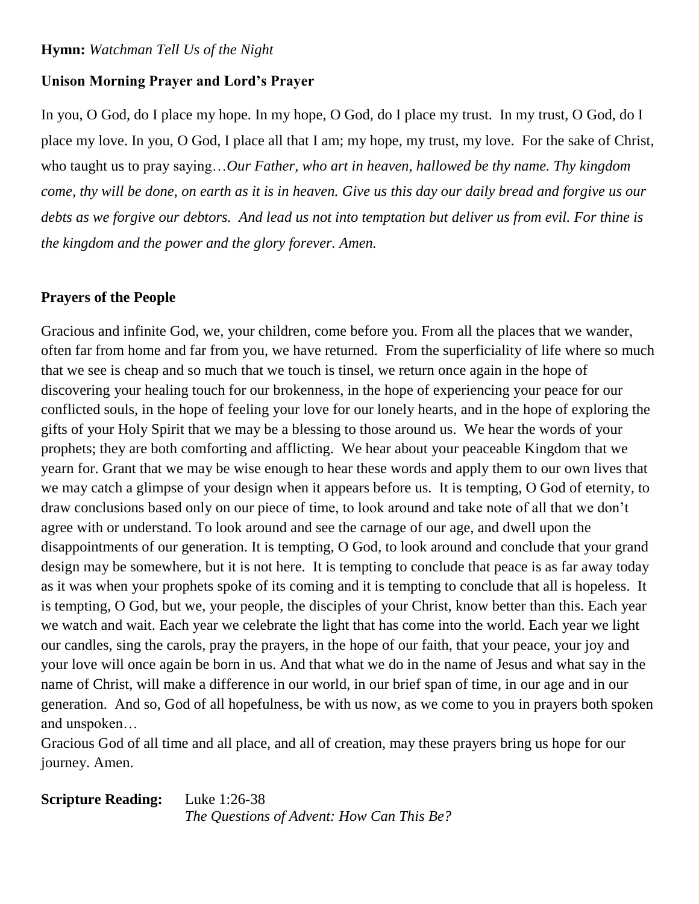**Hymn:** *Watchman Tell Us of the Night*

**Unison Morning Prayer and Lord's Prayer**

In you, O God, do I place my hope. In my hope, O God, do I place my trust. In my trust, O God, do I place my love. In you, O God, I place all that I am; my hope, my trust, my love. For the sake of Christ, who taught us to pray saying…*Our Father, who art in heaven, hallowed be thy name. Thy kingdom come, thy will be done, on earth as it is in heaven. Give us this day our daily bread and forgive us our debts as we forgive our debtors. And lead us not into temptation but deliver us from evil. For thine is the kingdom and the power and the glory forever. Amen.*

**Prayers of the People**

Gracious and infinite God, we, your children, come before you. From all the places that we wander, often far from home and far from you, we have returned. From the superficiality of life where so much that we see is cheap and so much that we touch is tinsel, we return once again in the hope of discovering your healing touch for our brokenness, in the hope of experiencing your peace for our conflicted souls, in the hope of feeling your love for our lonely hearts, and in the hope of exploring the gifts of your Holy Spirit that we may be a blessing to those around us. We hear the words of your prophets; they are both comforting and afflicting. We hear about your peaceable Kingdom that we yearn for. Grant that we may be wise enough to hear these words and apply them to our own lives that we may catch a glimpse of your design when it appears before us. It is tempting, O God of eternity, to draw conclusions based only on our piece of time, to look around and take note of all that we don't agree with or understand. To look around and see the carnage of our age, and dwell upon the disappointments of our generation. It is tempting, O God, to look around and conclude that your grand design may be somewhere, but it is not here. It is tempting to conclude that peace is as far away today as it was when your prophets spoke of its coming and it is tempting to conclude that all is hopeless. It is tempting, O God, but we, your people, the disciples of your Christ, know better than this. Each year we watch and wait. Each year we celebrate the light that has come into the world. Each year we light our candles, sing the carols, pray the prayers, in the hope of our faith, that your peace, your joy and your love will once again be born in us. And that what we do in the name of Jesus and what say in the name of Christ, will make a difference in our world, in our brief span of time, in our age and in our generation. And so, God of all hopefulness, be with us now, as we come to you in prayers both spoken and unspoken…

Gracious God of all time and all place, and all of creation, may these prayers bring us hope for our journey. Amen.

**Scripture Reading:** Luke 1:26-38
*The Questions of Advent: How Can This Be?*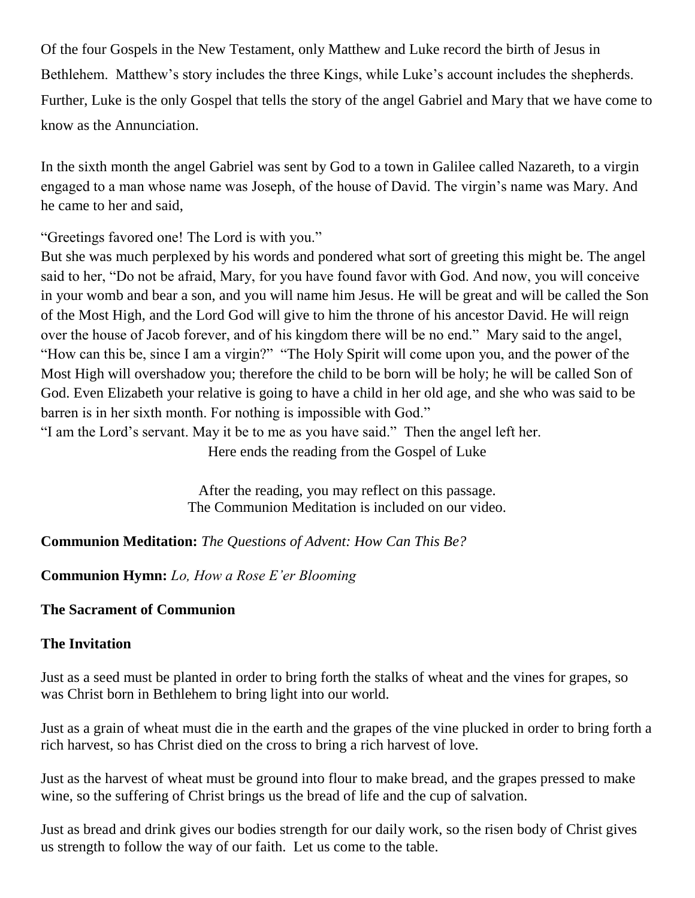Of the four Gospels in the New Testament, only Matthew and Luke record the birth of Jesus in Bethlehem. Matthew's story includes the three Kings, while Luke's account includes the shepherds. Further, Luke is the only Gospel that tells the story of the angel Gabriel and Mary that we have come to know as the Annunciation.

In the sixth month the angel Gabriel was sent by God to a town in Galilee called Nazareth, to a virgin engaged to a man whose name was Joseph, of the house of David. The virgin's name was Mary. And he came to her and said,

"Greetings favored one! The Lord is with you."
But she was much perplexed by his words and pondered what sort of greeting this might be. The angel said to her, "Do not be afraid, Mary, for you have found favor with God. And now, you will conceive in your womb and bear a son, and you will name him Jesus. He will be great and will be called the Son of the Most High, and the Lord God will give to him the throne of his ancestor David. He will reign over the house of Jacob forever, and of his kingdom there will be no end." Mary said to the angel, "How can this be, since I am a virgin?" "The Holy Spirit will come upon you, and the power of the Most High will overshadow you; therefore the child to be born will be holy; he will be called Son of God. Even Elizabeth your relative is going to have a child in her old age, and she who was said to be barren is in her sixth month. For nothing is impossible with God."
"I am the Lord's servant. May it be to me as you have said." Then the angel left her.

Here ends the reading from the Gospel of Luke

After the reading, you may reflect on this passage.
The Communion Meditation is included on our video.

**Communion Meditation:** *The Questions of Advent: How Can This Be?*

**Communion Hymn:** *Lo, How a Rose E'er Blooming*

**The Sacrament of Communion**

**The Invitation**

Just as a seed must be planted in order to bring forth the stalks of wheat and the vines for grapes, so was Christ born in Bethlehem to bring light into our world.

Just as a grain of wheat must die in the earth and the grapes of the vine plucked in order to bring forth a rich harvest, so has Christ died on the cross to bring a rich harvest of love.

Just as the harvest of wheat must be ground into flour to make bread, and the grapes pressed to make wine, so the suffering of Christ brings us the bread of life and the cup of salvation.

Just as bread and drink gives our bodies strength for our daily work, so the risen body of Christ gives us strength to follow the way of our faith. Let us come to the table.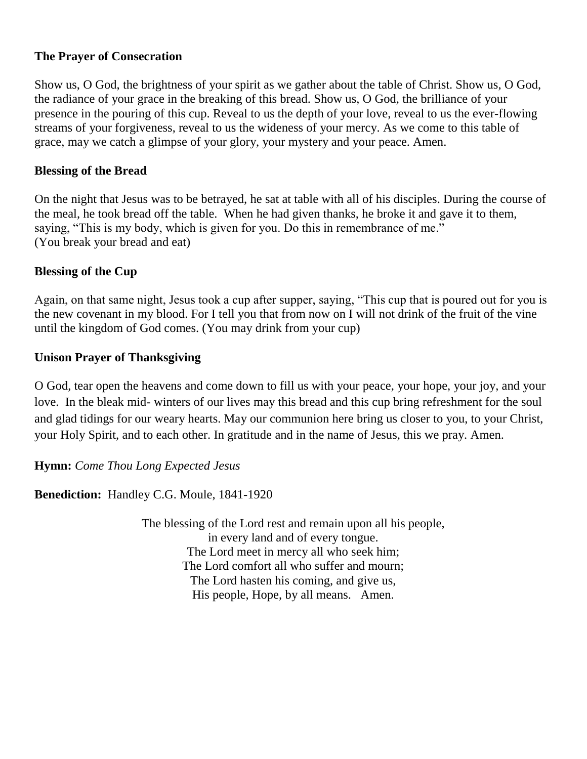**The Prayer of Consecration**

Show us, O God, the brightness of your spirit as we gather about the table of Christ. Show us, O God, the radiance of your grace in the breaking of this bread. Show us, O God, the brilliance of your presence in the pouring of this cup. Reveal to us the depth of your love, reveal to us the ever-flowing streams of your forgiveness, reveal to us the wideness of your mercy. As we come to this table of grace, may we catch a glimpse of your glory, your mystery and your peace. Amen.

**Blessing of the Bread**

On the night that Jesus was to be betrayed, he sat at table with all of his disciples. During the course of the meal, he took bread off the table. When he had given thanks, he broke it and gave it to them, saying, "This is my body, which is given for you. Do this in remembrance of me."
(You break your bread and eat)

**Blessing of the Cup**

Again, on that same night, Jesus took a cup after supper, saying, "This cup that is poured out for you is the new covenant in my blood. For I tell you that from now on I will not drink of the fruit of the vine until the kingdom of God comes. (You may drink from your cup)

**Unison Prayer of Thanksgiving**

O God, tear open the heavens and come down to fill us with your peace, your hope, your joy, and your love. In the bleak mid- winters of our lives may this bread and this cup bring refreshment for the soul and glad tidings for our weary hearts. May our communion here bring us closer to you, to your Christ, your Holy Spirit, and to each other. In gratitude and in the name of Jesus, this we pray. Amen.

**Hymn:** *Come Thou Long Expected Jesus*

**Benediction:** Handley C.G. Moule, 1841-1920

The blessing of the Lord rest and remain upon all his people,
in every land and of every tongue.
The Lord meet in mercy all who seek him;
The Lord comfort all who suffer and mourn;
The Lord hasten his coming, and give us,
His people, Hope, by all means. Amen.